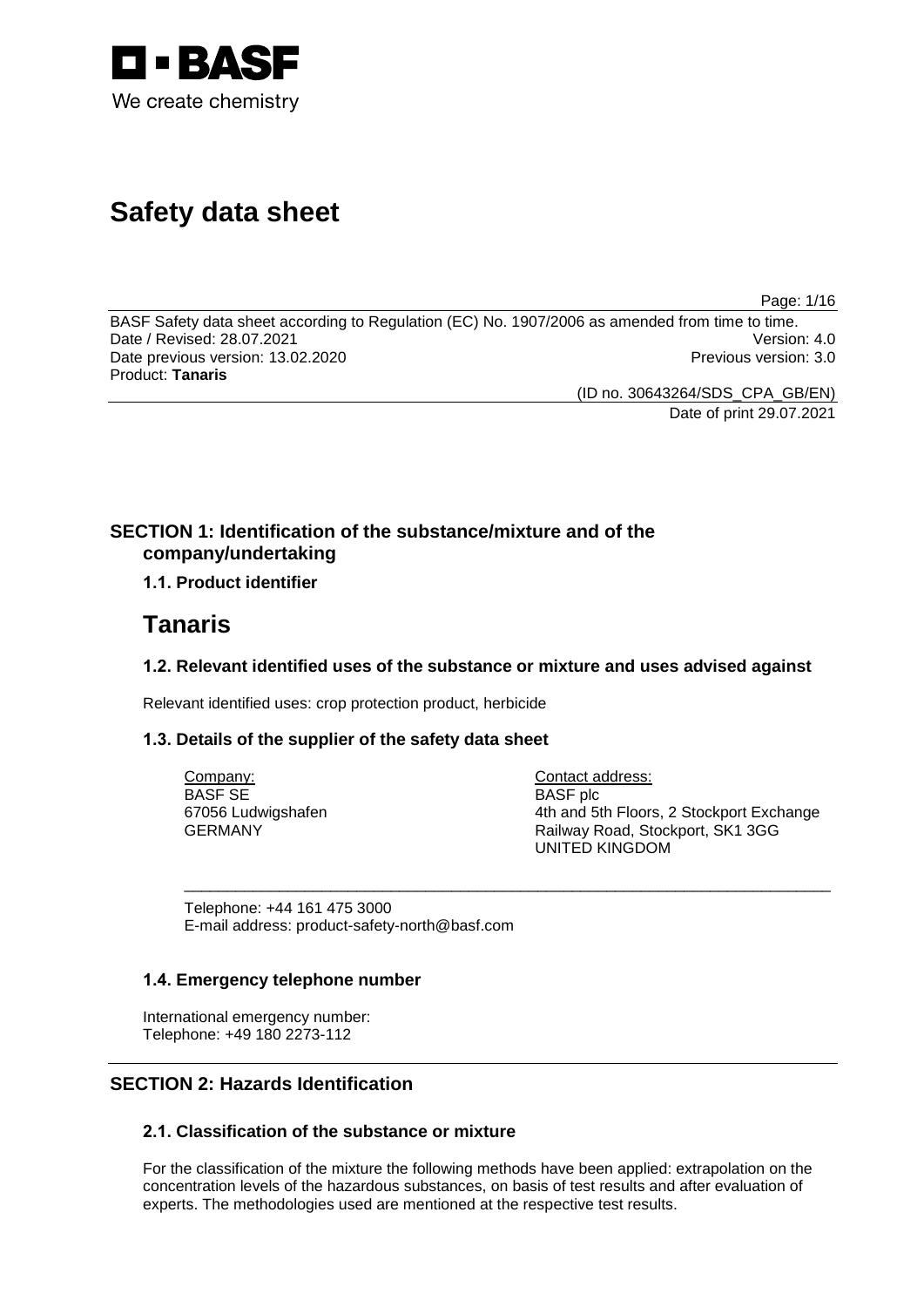BASF

We create chemistry

# Safety data sheet

BASF Safety data sheet according to Regulation (EC) No. 1907/2006 as amended from time to time.
Date / Revised: 28.07.2021 Version: 4.0
Date previous version: 13.02.2020 Previous version: 3.0
Product: **Tanaris**

(ID no. 30643264/SDS_CPA_GB/EN)
Date of print 29.07.2021

## SECTION 1: Identification of the substance/mixture and of the company/undertaking

### 1.1. Product identifier

# Tanaris

### 1.2. Relevant identified uses of the substance or mixture and uses advised against

Relevant identified uses: crop protection product, herbicide

### 1.3. Details of the supplier of the safety data sheet

Company:
BASF SE
67056 Ludwigshafen
GERMANY

Contact address:
BASF plc
4th and 5th Floors, 2 Stockport Exchange
Railway Road, Stockport, SK1 3GG
UNITED KINGDOM

Telephone: +44 161 475 3000
E-mail address: product-safety-north@basf.com

### 1.4. Emergency telephone number

International emergency number:
Telephone: +49 180 2273-112

## SECTION 2: Hazards Identification

### 2.1. Classification of the substance or mixture

For the classification of the mixture the following methods have been applied: extrapolation on the concentration levels of the hazardous substances, on basis of test results and after evaluation of experts. The methodologies used are mentioned at the respective test results.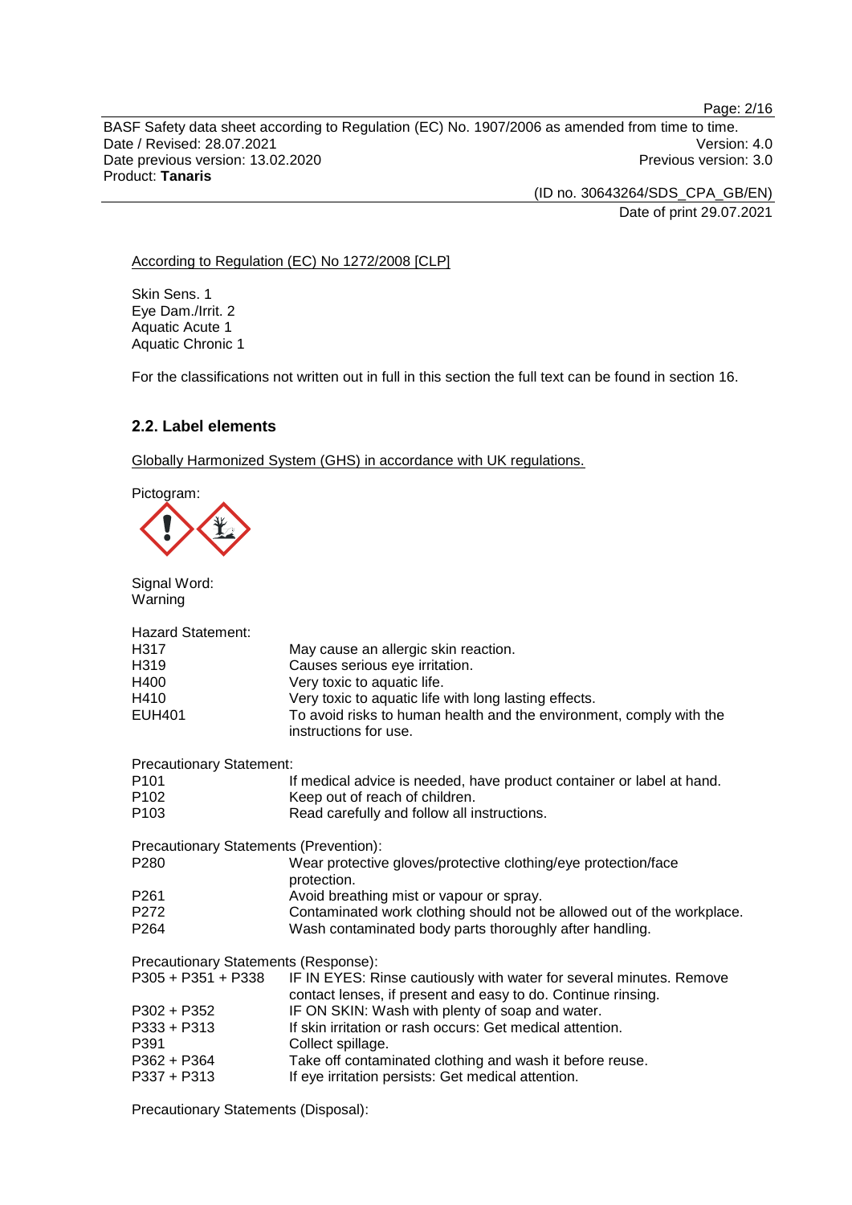According to Regulation (EC) No 1272/2008 [CLP]

Skin Sens. 1
Eye Dam./Irrit. 2
Aquatic Acute 1
Aquatic Chronic 1

For the classifications not written out in full in this section the full text can be found in section 16.

## 2.2. Label elements

Globally Harmonized System (GHS) in accordance with UK regulations.

Pictogram:

Signal Word:
Warning

Hazard Statement:

| | |
|---|---|
| H317 | May cause an allergic skin reaction. |
| H319 | Causes serious eye irritation. |
| H400 | Very toxic to aquatic life. |
| H410 | Very toxic to aquatic life with long lasting effects. |
| EUH401 | To avoid risks to human health and the environment, comply with the instructions for use. |

Precautionary Statement:

| | |
|---|---|
| P101 | If medical advice is needed, have product container or label at hand. |
| P102 | Keep out of reach of children. |
| P103 | Read carefully and follow all instructions. |

Precautionary Statements (Prevention):

| | |
|---|---|
| P280 | Wear protective gloves/protective clothing/eye protection/face protection. |
| P261 | Avoid breathing mist or vapour or spray. |
| P272 | Contaminated work clothing should not be allowed out of the workplace. |
| P264 | Wash contaminated body parts thoroughly after handling. |

Precautionary Statements (Response):

| | |
|---|---|
| P305 + P351 + P338 | IF IN EYES: Rinse cautiously with water for several minutes. Remove contact lenses, if present and easy to do. Continue rinsing. |
| P302 + P352 | IF ON SKIN: Wash with plenty of soap and water. |
| P333 + P313 | If skin irritation or rash occurs: Get medical attention. |
| P391 | Collect spillage. |
| P362 + P364 | Take off contaminated clothing and wash it before reuse. |
| P337 + P313 | If eye irritation persists: Get medical attention. |

Precautionary Statements (Disposal):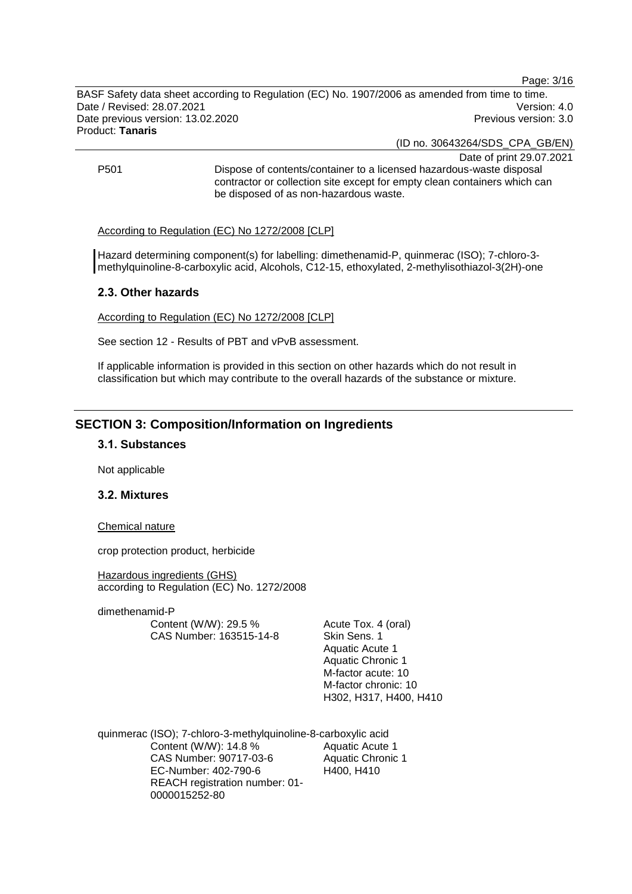P501 Dispose of contents/container to a licensed hazardous-waste disposal contractor or collection site except for empty clean containers which can be disposed of as non-hazardous waste.

According to Regulation (EC) No 1272/2008 [CLP]

Hazard determining component(s) for labelling: dimethenamid-P, quinmerac (ISO); 7-chloro-3-methylquinoline-8-carboxylic acid, Alcohols, C12-15, ethoxylated, 2-methylisothiazol-3(2H)-one

### 2.3. Other hazards

According to Regulation (EC) No 1272/2008 [CLP]

See section 12 - Results of PBT and vPvB assessment.

If applicable information is provided in this section on other hazards which do not result in classification but which may contribute to the overall hazards of the substance or mixture.

## SECTION 3: Composition/Information on Ingredients

### 3.1. Substances

Not applicable

### 3.2. Mixtures

Chemical nature

crop protection product, herbicide

Hazardous ingredients (GHS)
according to Regulation (EC) No. 1272/2008

dimethenamid-P

| | |
|---|---|
| Content (W/W): 29.5 %<br>CAS Number: 163515-14-8 | Acute Tox. 4 (oral)<br>Skin Sens. 1<br>Aquatic Acute 1<br>Aquatic Chronic 1<br>M-factor acute: 10<br>M-factor chronic: 10<br>H302, H317, H400, H410 |

quinmerac (ISO); 7-chloro-3-methylquinoline-8-carboxylic acid

| | |
|---|---|
| Content (W/W): 14.8 %<br>CAS Number: 90717-03-6<br>EC-Number: 402-790-6<br>REACH registration number: 01-0000015252-80 | Aquatic Acute 1<br>Aquatic Chronic 1<br>H400, H410 |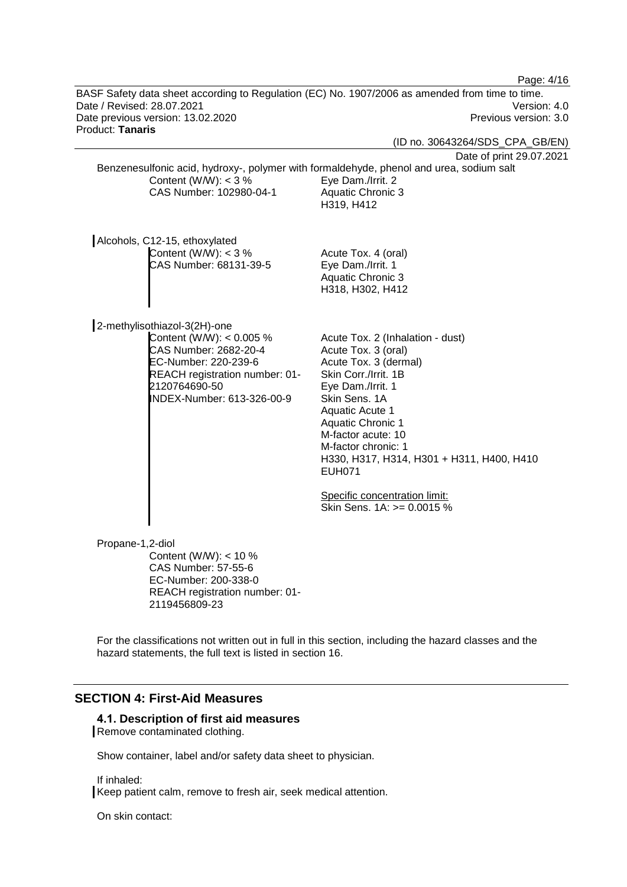Benzenesulfonic acid, hydroxy-, polymer with formaldehyde, phenol and urea, sodium salt

Content (W/W): < 3 %
CAS Number: 102980-04-1

Eye Dam./Irrit. 2
Aquatic Chronic 3
H319, H412

Alcohols, C12-15, ethoxylated

Content (W/W): < 3 %
CAS Number: 68131-39-5

Acute Tox. 4 (oral)
Eye Dam./Irrit. 1
Aquatic Chronic 3
H318, H302, H412

2-methylisothiazol-3(2H)-one

Content (W/W): < 0.005 %
CAS Number: 2682-20-4
EC-Number: 220-239-6
REACH registration number: 01-2120764690-50
INDEX-Number: 613-326-00-9

Acute Tox. 2 (Inhalation - dust)
Acute Tox. 3 (oral)
Acute Tox. 3 (dermal)
Skin Corr./Irrit. 1B
Eye Dam./Irrit. 1
Skin Sens. 1A
Aquatic Acute 1
Aquatic Chronic 1
M-factor acute: 10
M-factor chronic: 1
H330, H317, H314, H301 + H311, H400, H410
EUH071

Specific concentration limit:
Skin Sens. 1A: >= 0.0015 %

Propane-1,2-diol

Content (W/W): < 10 %
CAS Number: 57-55-6
EC-Number: 200-338-0
REACH registration number: 01-2119456809-23

For the classifications not written out in full in this section, including the hazard classes and the hazard statements, the full text is listed in section 16.

## SECTION 4: First-Aid Measures

### 4.1. Description of first aid measures

Remove contaminated clothing.

Show container, label and/or safety data sheet to physician.

If inhaled:
Keep patient calm, remove to fresh air, seek medical attention.

On skin contact: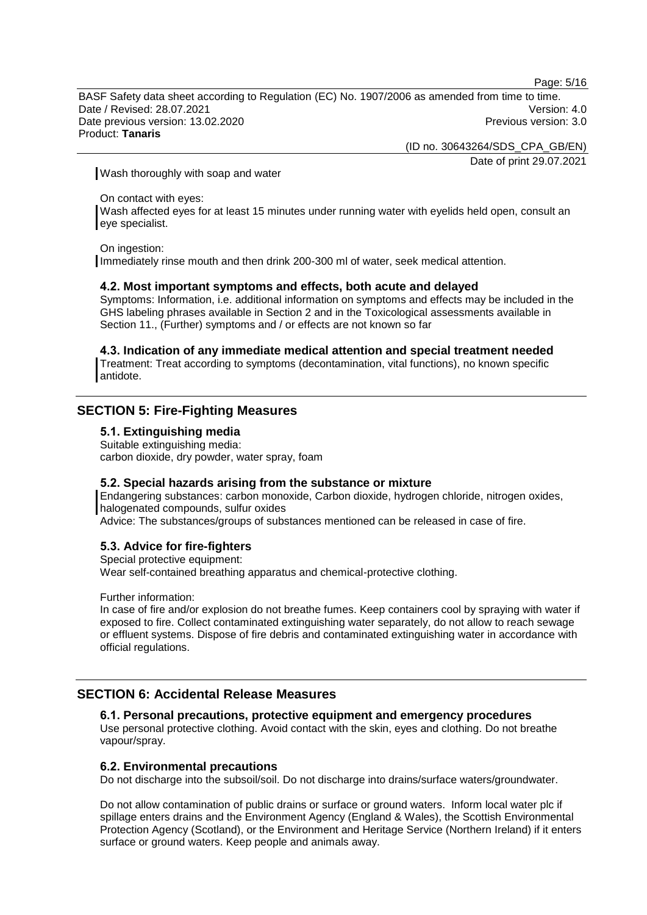Wash thoroughly with soap and water

On contact with eyes:
Wash affected eyes for at least 15 minutes under running water with eyelids held open, consult an eye specialist.

On ingestion:
Immediately rinse mouth and then drink 200-300 ml of water, seek medical attention.

### 4.2. Most important symptoms and effects, both acute and delayed

Symptoms: Information, i.e. additional information on symptoms and effects may be included in the GHS labeling phrases available in Section 2 and in the Toxicological assessments available in Section 11., (Further) symptoms and / or effects are not known so far

### 4.3. Indication of any immediate medical attention and special treatment needed

Treatment: Treat according to symptoms (decontamination, vital functions), no known specific antidote.

## SECTION 5: Fire-Fighting Measures

### 5.1. Extinguishing media

Suitable extinguishing media:
carbon dioxide, dry powder, water spray, foam

### 5.2. Special hazards arising from the substance or mixture

Endangering substances: carbon monoxide, Carbon dioxide, hydrogen chloride, nitrogen oxides, halogenated compounds, sulfur oxides
Advice: The substances/groups of substances mentioned can be released in case of fire.

### 5.3. Advice for fire-fighters

Special protective equipment:
Wear self-contained breathing apparatus and chemical-protective clothing.

Further information:
In case of fire and/or explosion do not breathe fumes. Keep containers cool by spraying with water if exposed to fire. Collect contaminated extinguishing water separately, do not allow to reach sewage or effluent systems. Dispose of fire debris and contaminated extinguishing water in accordance with official regulations.

## SECTION 6: Accidental Release Measures

### 6.1. Personal precautions, protective equipment and emergency procedures

Use personal protective clothing. Avoid contact with the skin, eyes and clothing. Do not breathe vapour/spray.

### 6.2. Environmental precautions

Do not discharge into the subsoil/soil. Do not discharge into drains/surface waters/groundwater.

Do not allow contamination of public drains or surface or ground waters. Inform local water plc if spillage enters drains and the Environment Agency (England & Wales), the Scottish Environmental Protection Agency (Scotland), or the Environment and Heritage Service (Northern Ireland) if it enters surface or ground waters. Keep people and animals away.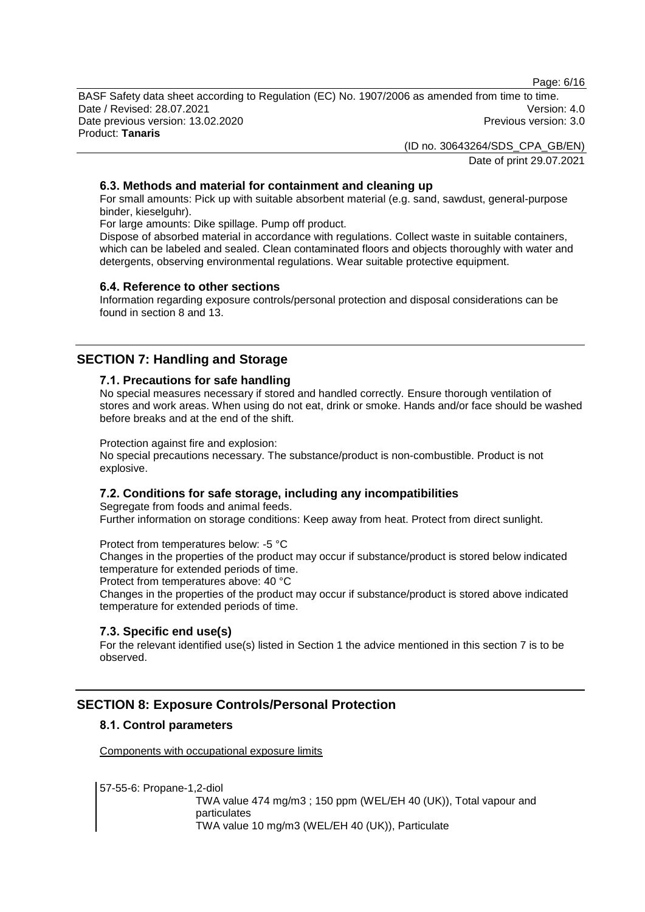### 6.3. Methods and material for containment and cleaning up

For small amounts: Pick up with suitable absorbent material (e.g. sand, sawdust, general-purpose binder, kieselguhr).

For large amounts: Dike spillage. Pump off product.

Dispose of absorbed material in accordance with regulations. Collect waste in suitable containers, which can be labeled and sealed. Clean contaminated floors and objects thoroughly with water and detergents, observing environmental regulations. Wear suitable protective equipment.

### 6.4. Reference to other sections

Information regarding exposure controls/personal protection and disposal considerations can be found in section 8 and 13.

## SECTION 7: Handling and Storage

### 7.1. Precautions for safe handling

No special measures necessary if stored and handled correctly. Ensure thorough ventilation of stores and work areas. When using do not eat, drink or smoke. Hands and/or face should be washed before breaks and at the end of the shift.

Protection against fire and explosion:
No special precautions necessary. The substance/product is non-combustible. Product is not explosive.

### 7.2. Conditions for safe storage, including any incompatibilities

Segregate from foods and animal feeds.
Further information on storage conditions: Keep away from heat. Protect from direct sunlight.

Protect from temperatures below: -5 °C
Changes in the properties of the product may occur if substance/product is stored below indicated temperature for extended periods of time.
Protect from temperatures above: 40 °C
Changes in the properties of the product may occur if substance/product is stored above indicated temperature for extended periods of time.

### 7.3. Specific end use(s)

For the relevant identified use(s) listed in Section 1 the advice mentioned in this section 7 is to be observed.

## SECTION 8: Exposure Controls/Personal Protection

### 8.1. Control parameters

Components with occupational exposure limits

57-55-6: Propane-1,2-diol
TWA value 474 mg/m3 ; 150 ppm (WEL/EH 40 (UK)), Total vapour and particulates
TWA value 10 mg/m3 (WEL/EH 40 (UK)), Particulate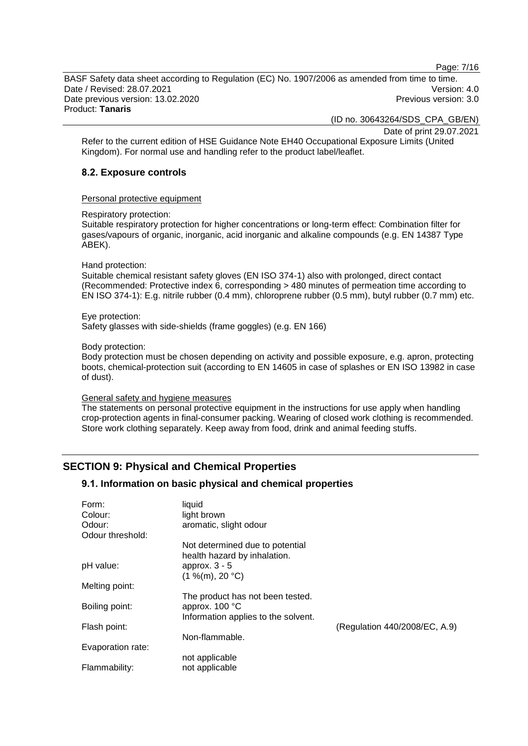Refer to the current edition of HSE Guidance Note EH40 Occupational Exposure Limits (United Kingdom). For normal use and handling refer to the product label/leaflet.

### 8.2. Exposure controls

Personal protective equipment

Respiratory protection:
Suitable respiratory protection for higher concentrations or long-term effect: Combination filter for gases/vapours of organic, inorganic, acid inorganic and alkaline compounds (e.g. EN 14387 Type ABEK).

Hand protection:
Suitable chemical resistant safety gloves (EN ISO 374-1) also with prolonged, direct contact (Recommended: Protective index 6, corresponding > 480 minutes of permeation time according to EN ISO 374-1): E.g. nitrile rubber (0.4 mm), chloroprene rubber (0.5 mm), butyl rubber (0.7 mm) etc.

Eye protection:
Safety glasses with side-shields (frame goggles) (e.g. EN 166)

Body protection:
Body protection must be chosen depending on activity and possible exposure, e.g. apron, protecting boots, chemical-protection suit (according to EN 14605 in case of splashes or EN ISO 13982 in case of dust).

General safety and hygiene measures
The statements on personal protective equipment in the instructions for use apply when handling crop-protection agents in final-consumer packing. Wearing of closed work clothing is recommended. Store work clothing separately. Keep away from food, drink and animal feeding stuffs.

## SECTION 9: Physical and Chemical Properties

### 9.1. Information on basic physical and chemical properties

| | | |
|---|---|---|
| Form: | liquid | |
| Colour: | light brown | |
| Odour: | aromatic, slight odour | |
| Odour threshold: | Not determined due to potential health hazard by inhalation. | |
| pH value: | approx. 3 - 5<br>(1 %(m), 20 °C) | |
| Melting point: | The product has not been tested. | |
| Boiling point: | approx. 100 °C<br>Information applies to the solvent. | |
| Flash point: | Non-flammable. | (Regulation 440/2008/EC, A.9) |
| Evaporation rate: | not applicable | |
| Flammability: | not applicable | |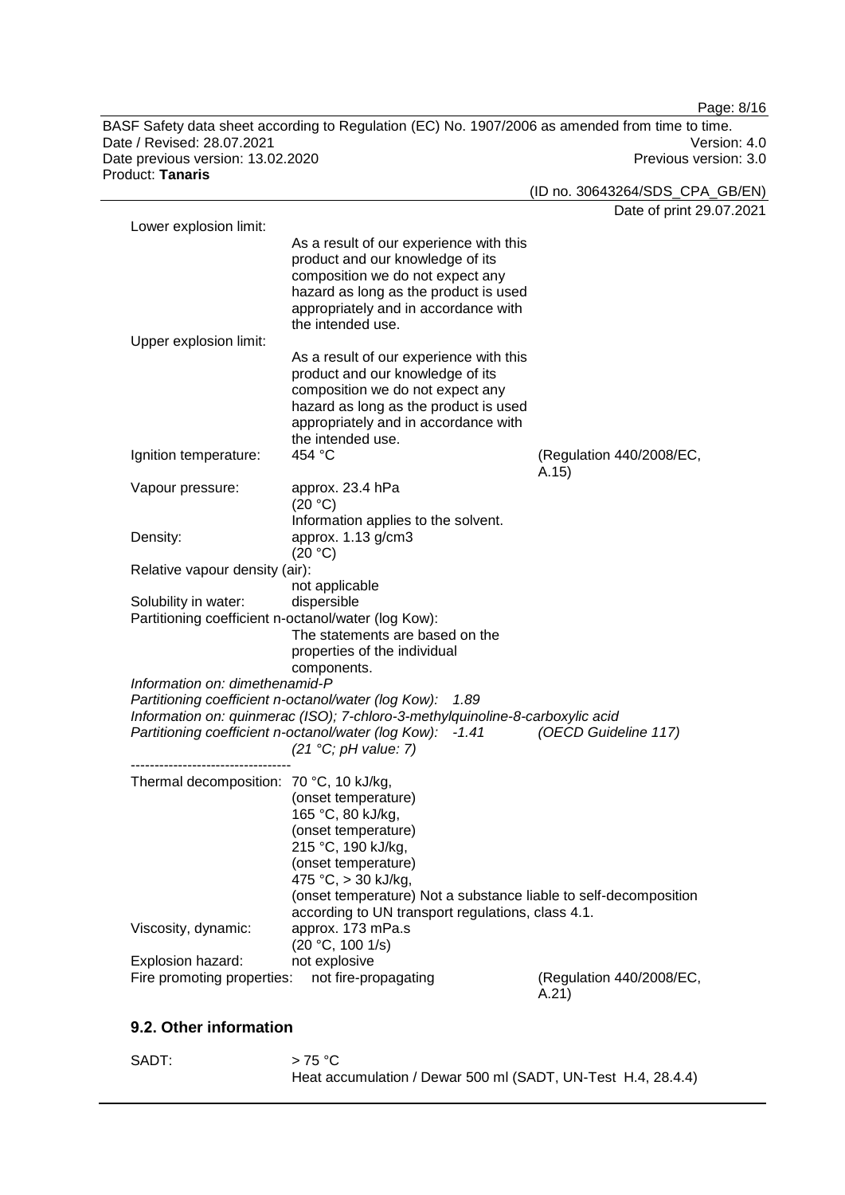Lower explosion limit:
As a result of our experience with this product and our knowledge of its composition we do not expect any hazard as long as the product is used appropriately and in accordance with the intended use.

Upper explosion limit:
As a result of our experience with this product and our knowledge of its composition we do not expect any hazard as long as the product is used appropriately and in accordance with the intended use.

Ignition temperature: 454 °C (Regulation 440/2008/EC, A.15)

Vapour pressure: approx. 23.4 hPa (20 °C)
Information applies to the solvent.

Density: approx. 1.13 g/cm3 (20 °C)

Relative vapour density (air):
not applicable

Solubility in water: dispersible

Partitioning coefficient n-octanol/water (log Kow):
The statements are based on the properties of the individual components.

*Information on: dimethenamid-P*
*Partitioning coefficient n-octanol/water (log Kow): 1.89*
*Information on: quinmerac (ISO); 7-chloro-3-methylquinoline-8-carboxylic acid*
*Partitioning coefficient n-octanol/water (log Kow): -1.41 (OECD Guideline 117)*
*(21 °C; pH value: 7)*

----------------------------------

Thermal decomposition: 70 °C, 10 kJ/kg, (onset temperature)
165 °C, 80 kJ/kg, (onset temperature)
215 °C, 190 kJ/kg, (onset temperature)
475 °C, > 30 kJ/kg, (onset temperature) Not a substance liable to self-decomposition according to UN transport regulations, class 4.1.

Viscosity, dynamic: approx. 173 mPa.s (20 °C, 100 1/s)

Explosion hazard: not explosive

Fire promoting properties: not fire-propagating (Regulation 440/2008/EC, A.21)

## 9.2. Other information

SADT: > 75 °C
Heat accumulation / Dewar 500 ml (SADT, UN-Test H.4, 28.4.4)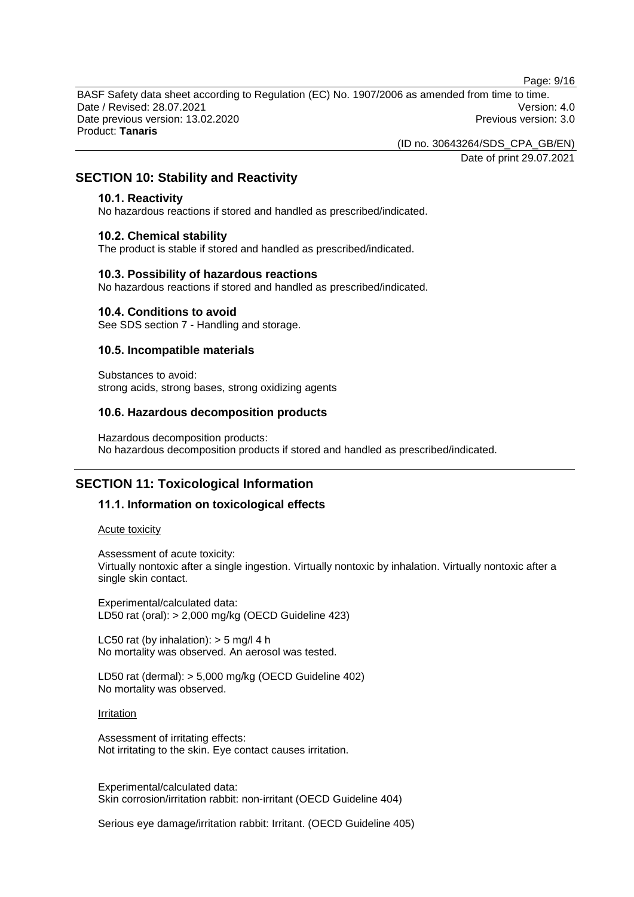## SECTION 10: Stability and Reactivity

### 10.1. Reactivity

No hazardous reactions if stored and handled as prescribed/indicated.

### 10.2. Chemical stability

The product is stable if stored and handled as prescribed/indicated.

### 10.3. Possibility of hazardous reactions

No hazardous reactions if stored and handled as prescribed/indicated.

### 10.4. Conditions to avoid

See SDS section 7 - Handling and storage.

### 10.5. Incompatible materials

Substances to avoid:
strong acids, strong bases, strong oxidizing agents

### 10.6. Hazardous decomposition products

Hazardous decomposition products:
No hazardous decomposition products if stored and handled as prescribed/indicated.

## SECTION 11: Toxicological Information

### 11.1. Information on toxicological effects

Acute toxicity

Assessment of acute toxicity:
Virtually nontoxic after a single ingestion. Virtually nontoxic by inhalation. Virtually nontoxic after a single skin contact.

Experimental/calculated data:
LD50 rat (oral): > 2,000 mg/kg (OECD Guideline 423)

LC50 rat (by inhalation): > 5 mg/l 4 h
No mortality was observed. An aerosol was tested.

LD50 rat (dermal): > 5,000 mg/kg (OECD Guideline 402)
No mortality was observed.

Irritation

Assessment of irritating effects:
Not irritating to the skin. Eye contact causes irritation.

Experimental/calculated data:
Skin corrosion/irritation rabbit: non-irritant (OECD Guideline 404)

Serious eye damage/irritation rabbit: Irritant. (OECD Guideline 405)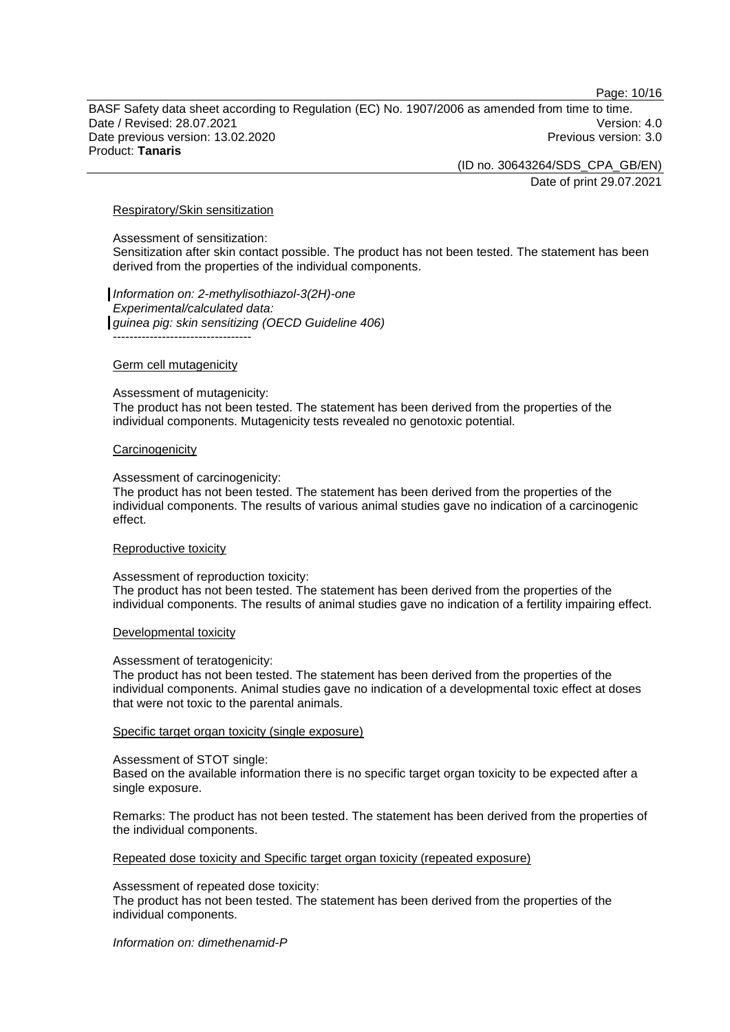#### Respiratory/Skin sensitization

Assessment of sensitization:
Sensitization after skin contact possible. The product has not been tested. The statement has been derived from the properties of the individual components.

*Information on: 2-methylisothiazol-3(2H)-one*
*Experimental/calculated data:*
*guinea pig: skin sensitizing (OECD Guideline 406)*
----------------------------------

#### Germ cell mutagenicity

Assessment of mutagenicity:
The product has not been tested. The statement has been derived from the properties of the individual components. Mutagenicity tests revealed no genotoxic potential.

#### Carcinogenicity

Assessment of carcinogenicity:
The product has not been tested. The statement has been derived from the properties of the individual components. The results of various animal studies gave no indication of a carcinogenic effect.

#### Reproductive toxicity

Assessment of reproduction toxicity:
The product has not been tested. The statement has been derived from the properties of the individual components. The results of animal studies gave no indication of a fertility impairing effect.

#### Developmental toxicity

Assessment of teratogenicity:
The product has not been tested. The statement has been derived from the properties of the individual components. Animal studies gave no indication of a developmental toxic effect at doses that were not toxic to the parental animals.

#### Specific target organ toxicity (single exposure)

Assessment of STOT single:
Based on the available information there is no specific target organ toxicity to be expected after a single exposure.

Remarks: The product has not been tested. The statement has been derived from the properties of the individual components.

#### Repeated dose toxicity and Specific target organ toxicity (repeated exposure)

Assessment of repeated dose toxicity:
The product has not been tested. The statement has been derived from the properties of the individual components.

*Information on: dimethenamid-P*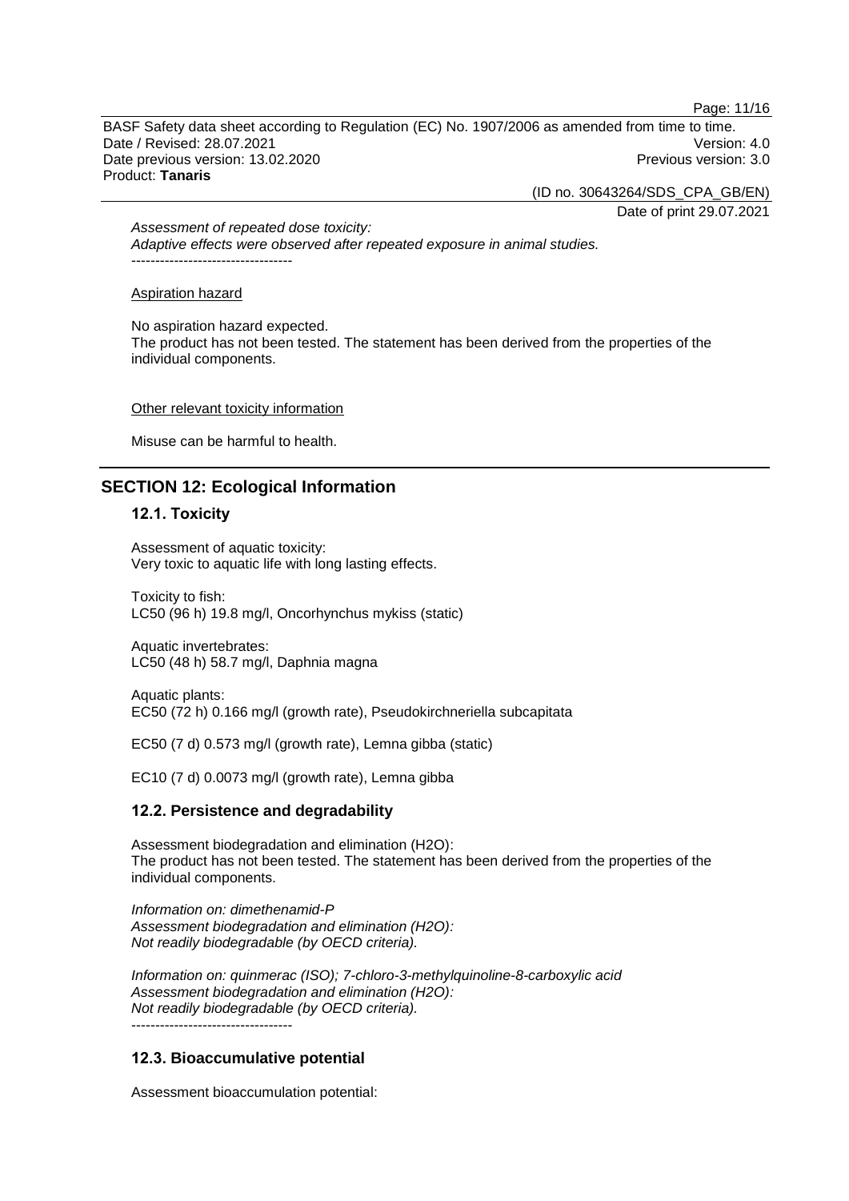*Assessment of repeated dose toxicity:*
*Adaptive effects were observed after repeated exposure in animal studies.*
----------------------------------

Aspiration hazard

No aspiration hazard expected.
The product has not been tested. The statement has been derived from the properties of the individual components.

Other relevant toxicity information

Misuse can be harmful to health.

## SECTION 12: Ecological Information

### 12.1. Toxicity

Assessment of aquatic toxicity:
Very toxic to aquatic life with long lasting effects.

Toxicity to fish:
LC50 (96 h) 19.8 mg/l, Oncorhynchus mykiss (static)

Aquatic invertebrates:
LC50 (48 h) 58.7 mg/l, Daphnia magna

Aquatic plants:
EC50 (72 h) 0.166 mg/l (growth rate), Pseudokirchneriella subcapitata

EC50 (7 d) 0.573 mg/l (growth rate), Lemna gibba (static)

EC10 (7 d) 0.0073 mg/l (growth rate), Lemna gibba

### 12.2. Persistence and degradability

Assessment biodegradation and elimination ($H_2O$):
The product has not been tested. The statement has been derived from the properties of the individual components.

*Information on: dimethenamid-P*
*Assessment biodegradation and elimination ($H_2O$):*
*Not readily biodegradable (by OECD criteria).*

*Information on: quinmerac (ISO); 7-chloro-3-methylquinoline-8-carboxylic acid*
*Assessment biodegradation and elimination ($H_2O$):*
*Not readily biodegradable (by OECD criteria).*
----------------------------------

### 12.3. Bioaccumulative potential

Assessment bioaccumulation potential: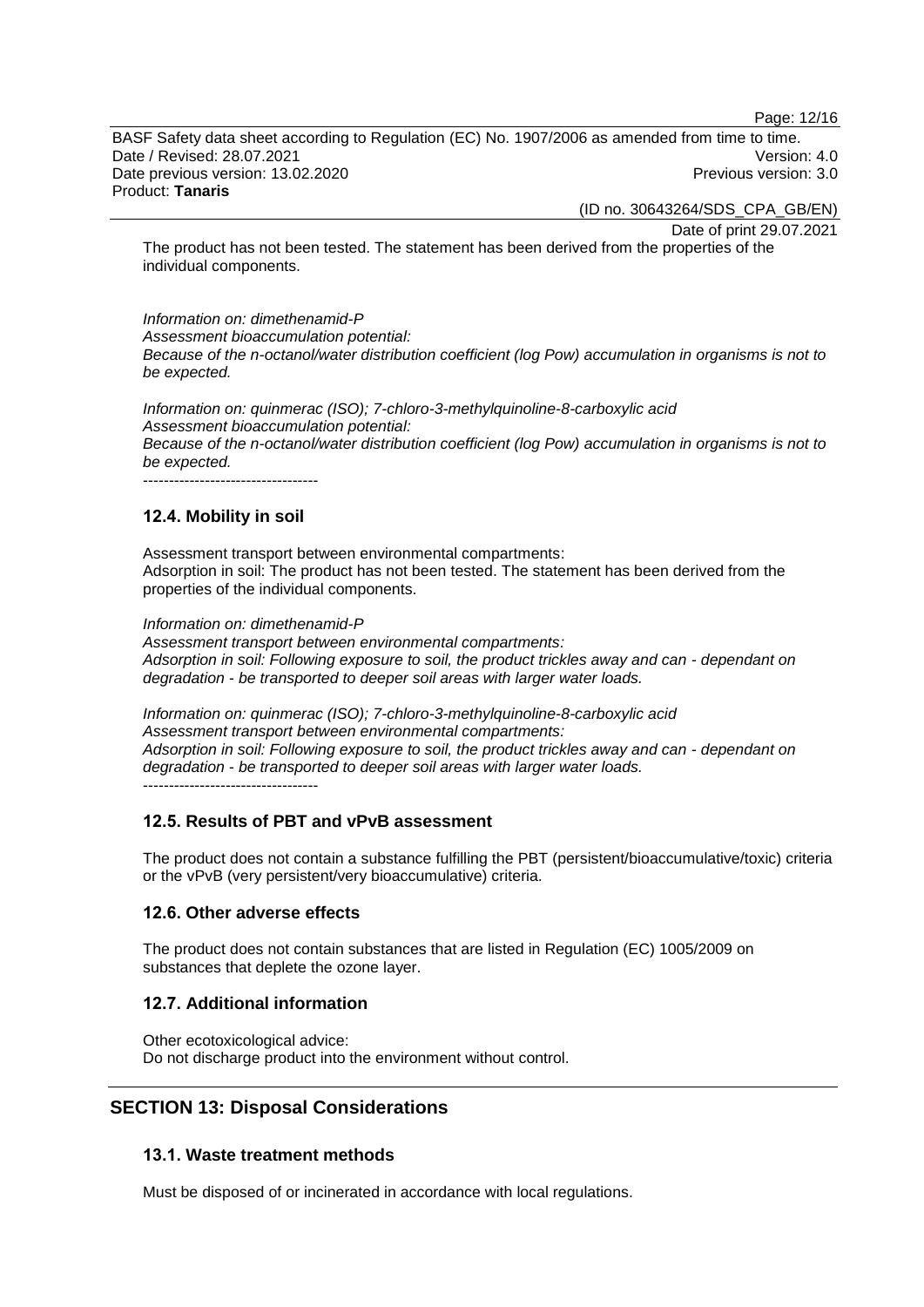The product has not been tested. The statement has been derived from the properties of the individual components.

*Information on: dimethenamid-P*
*Assessment bioaccumulation potential:*
*Because of the n-octanol/water distribution coefficient (log Pow) accumulation in organisms is not to be expected.*

*Information on: quinmerac (ISO); 7-chloro-3-methylquinoline-8-carboxylic acid*
*Assessment bioaccumulation potential:*
*Because of the n-octanol/water distribution coefficient (log Pow) accumulation in organisms is not to be expected.*

----------------------------------

### 12.4. Mobility in soil

Assessment transport between environmental compartments:
Adsorption in soil: The product has not been tested. The statement has been derived from the properties of the individual components.

*Information on: dimethenamid-P*
*Assessment transport between environmental compartments:*
*Adsorption in soil: Following exposure to soil, the product trickles away and can - dependant on degradation - be transported to deeper soil areas with larger water loads.*

*Information on: quinmerac (ISO); 7-chloro-3-methylquinoline-8-carboxylic acid*
*Assessment transport between environmental compartments:*
*Adsorption in soil: Following exposure to soil, the product trickles away and can - dependant on degradation - be transported to deeper soil areas with larger water loads.*

----------------------------------

### 12.5. Results of PBT and vPvB assessment

The product does not contain a substance fulfilling the PBT (persistent/bioaccumulative/toxic) criteria or the vPvB (very persistent/very bioaccumulative) criteria.

### 12.6. Other adverse effects

The product does not contain substances that are listed in Regulation (EC) 1005/2009 on substances that deplete the ozone layer.

### 12.7. Additional information

Other ecotoxicological advice:
Do not discharge product into the environment without control.

## SECTION 13: Disposal Considerations

### 13.1. Waste treatment methods

Must be disposed of or incinerated in accordance with local regulations.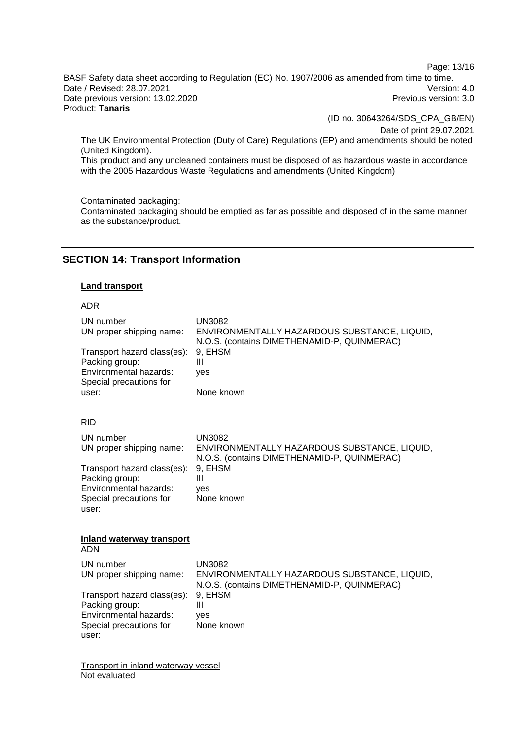The UK Environmental Protection (Duty of Care) Regulations (EP) and amendments should be noted (United Kingdom).
This product and any uncleaned containers must be disposed of as hazardous waste in accordance with the 2005 Hazardous Waste Regulations and amendments (United Kingdom)

Contaminated packaging:
Contaminated packaging should be emptied as far as possible and disposed of in the same manner as the substance/product.

## SECTION 14: Transport Information

### Land transport

ADR

| | |
|---|---|
| UN number | UN3082 |
| UN proper shipping name: | ENVIRONMENTALLY HAZARDOUS SUBSTANCE, LIQUID, N.O.S. (contains DIMETHENAMID-P, QUINMERAC) |
| Transport hazard class(es): | 9, EHSM |
| Packing group: | III |
| Environmental hazards: | yes |
| Special precautions for user: | None known |

RID

| | |
|---|---|
| UN number | UN3082 |
| UN proper shipping name: | ENVIRONMENTALLY HAZARDOUS SUBSTANCE, LIQUID, N.O.S. (contains DIMETHENAMID-P, QUINMERAC) |
| Transport hazard class(es): | 9, EHSM |
| Packing group: | III |
| Environmental hazards: | yes |
| Special precautions for user: | None known |

### Inland waterway transport

ADN

| | |
|---|---|
| UN number | UN3082 |
| UN proper shipping name: | ENVIRONMENTALLY HAZARDOUS SUBSTANCE, LIQUID, N.O.S. (contains DIMETHENAMID-P, QUINMERAC) |
| Transport hazard class(es): | 9, EHSM |
| Packing group: | III |
| Environmental hazards: | yes |
| Special precautions for user: | None known |

Transport in inland waterway vessel
Not evaluated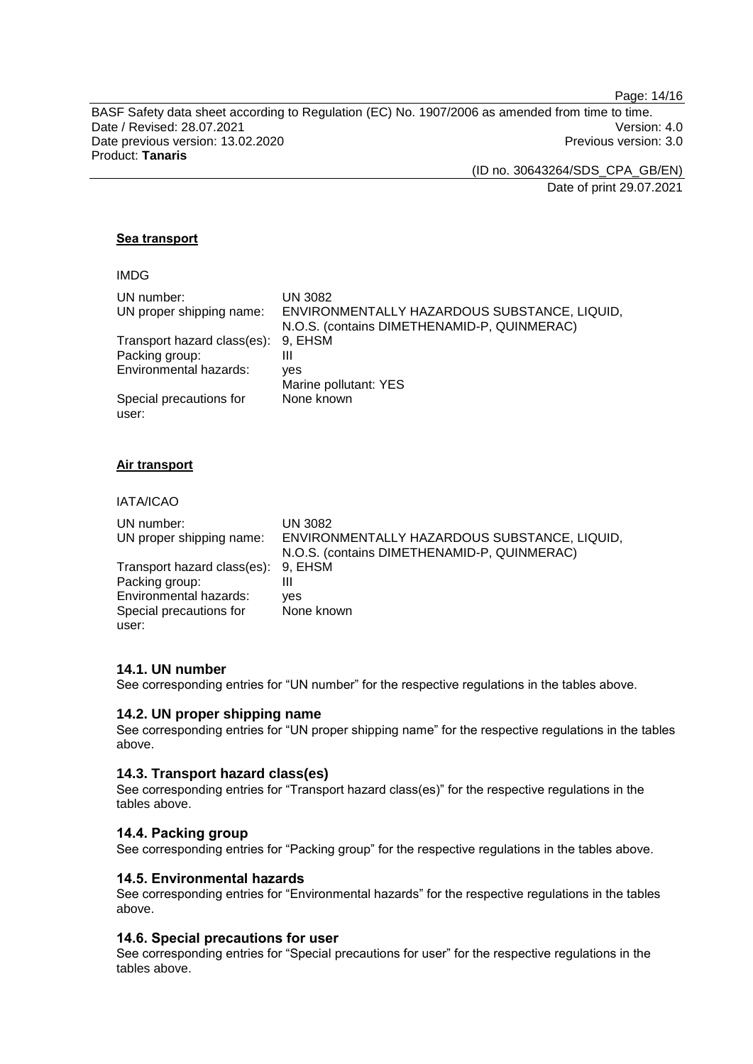**Sea transport**

IMDG

| | |
|---|---|
| UN number: | UN 3082 |
| UN proper shipping name: | ENVIRONMENTALLY HAZARDOUS SUBSTANCE, LIQUID, N.O.S. (contains DIMETHENAMID-P, QUINMERAC) |
| Transport hazard class(es): | 9, EHSM |
| Packing group: | III |
| Environmental hazards: | yes<br>Marine pollutant: YES |
| Special precautions for user: | None known |

**Air transport**

IATA/ICAO

| | |
|---|---|
| UN number: | UN 3082 |
| UN proper shipping name: | ENVIRONMENTALLY HAZARDOUS SUBSTANCE, LIQUID, N.O.S. (contains DIMETHENAMID-P, QUINMERAC) |
| Transport hazard class(es): | 9, EHSM |
| Packing group: | III |
| Environmental hazards: | yes |
| Special precautions for user: | None known |

### 14.1. UN number

See corresponding entries for "UN number" for the respective regulations in the tables above.

### 14.2. UN proper shipping name

See corresponding entries for "UN proper shipping name" for the respective regulations in the tables above.

### 14.3. Transport hazard class(es)

See corresponding entries for "Transport hazard class(es)" for the respective regulations in the tables above.

### 14.4. Packing group

See corresponding entries for "Packing group" for the respective regulations in the tables above.

### 14.5. Environmental hazards

See corresponding entries for "Environmental hazards" for the respective regulations in the tables above.

### 14.6. Special precautions for user

See corresponding entries for "Special precautions for user" for the respective regulations in the tables above.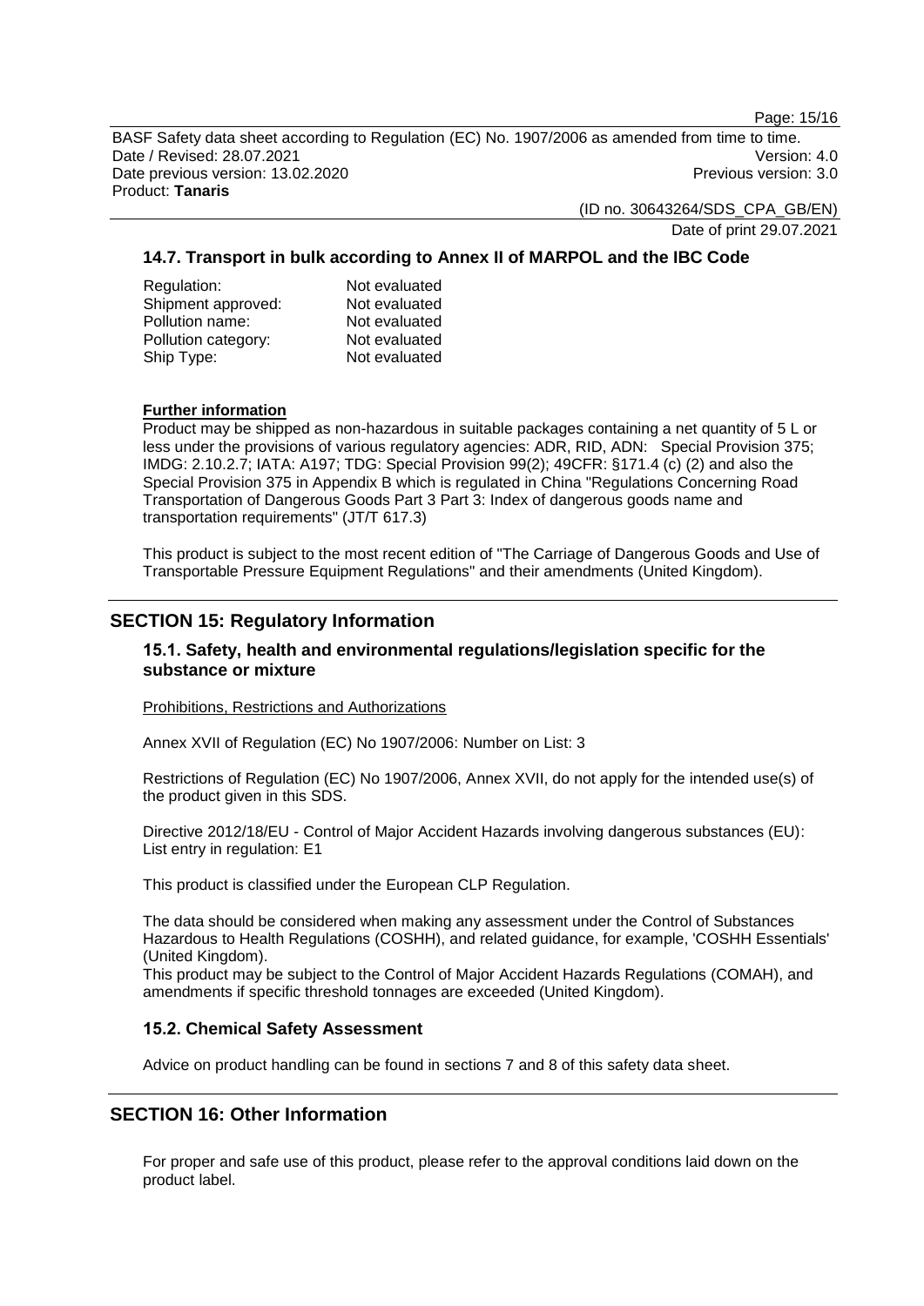### 14.7. Transport in bulk according to Annex II of MARPOL and the IBC Code

| | |
|---|---|
| Regulation: | Not evaluated |
| Shipment approved: | Not evaluated |
| Pollution name: | Not evaluated |
| Pollution category: | Not evaluated |
| Ship Type: | Not evaluated |

**Further information**

Product may be shipped as non-hazardous in suitable packages containing a net quantity of 5 L or less under the provisions of various regulatory agencies: ADR, RID, ADN: Special Provision 375; IMDG: 2.10.2.7; IATA: A197; TDG: Special Provision 99(2); 49CFR: §171.4 (c) (2) and also the Special Provision 375 in Appendix B which is regulated in China "Regulations Concerning Road Transportation of Dangerous Goods Part 3 Part 3: Index of dangerous goods name and transportation requirements" (JT/T 617.3)

This product is subject to the most recent edition of "The Carriage of Dangerous Goods and Use of Transportable Pressure Equipment Regulations" and their amendments (United Kingdom).

## SECTION 15: Regulatory Information

### 15.1. Safety, health and environmental regulations/legislation specific for the substance or mixture

Prohibitions, Restrictions and Authorizations

Annex XVII of Regulation (EC) No 1907/2006: Number on List: 3

Restrictions of Regulation (EC) No 1907/2006, Annex XVII, do not apply for the intended use(s) of the product given in this SDS.

Directive 2012/18/EU - Control of Major Accident Hazards involving dangerous substances (EU): List entry in regulation: E1

This product is classified under the European CLP Regulation.

The data should be considered when making any assessment under the Control of Substances Hazardous to Health Regulations (COSHH), and related guidance, for example, 'COSHH Essentials' (United Kingdom).
This product may be subject to the Control of Major Accident Hazards Regulations (COMAH), and amendments if specific threshold tonnages are exceeded (United Kingdom).

### 15.2. Chemical Safety Assessment

Advice on product handling can be found in sections 7 and 8 of this safety data sheet.

## SECTION 16: Other Information

For proper and safe use of this product, please refer to the approval conditions laid down on the product label.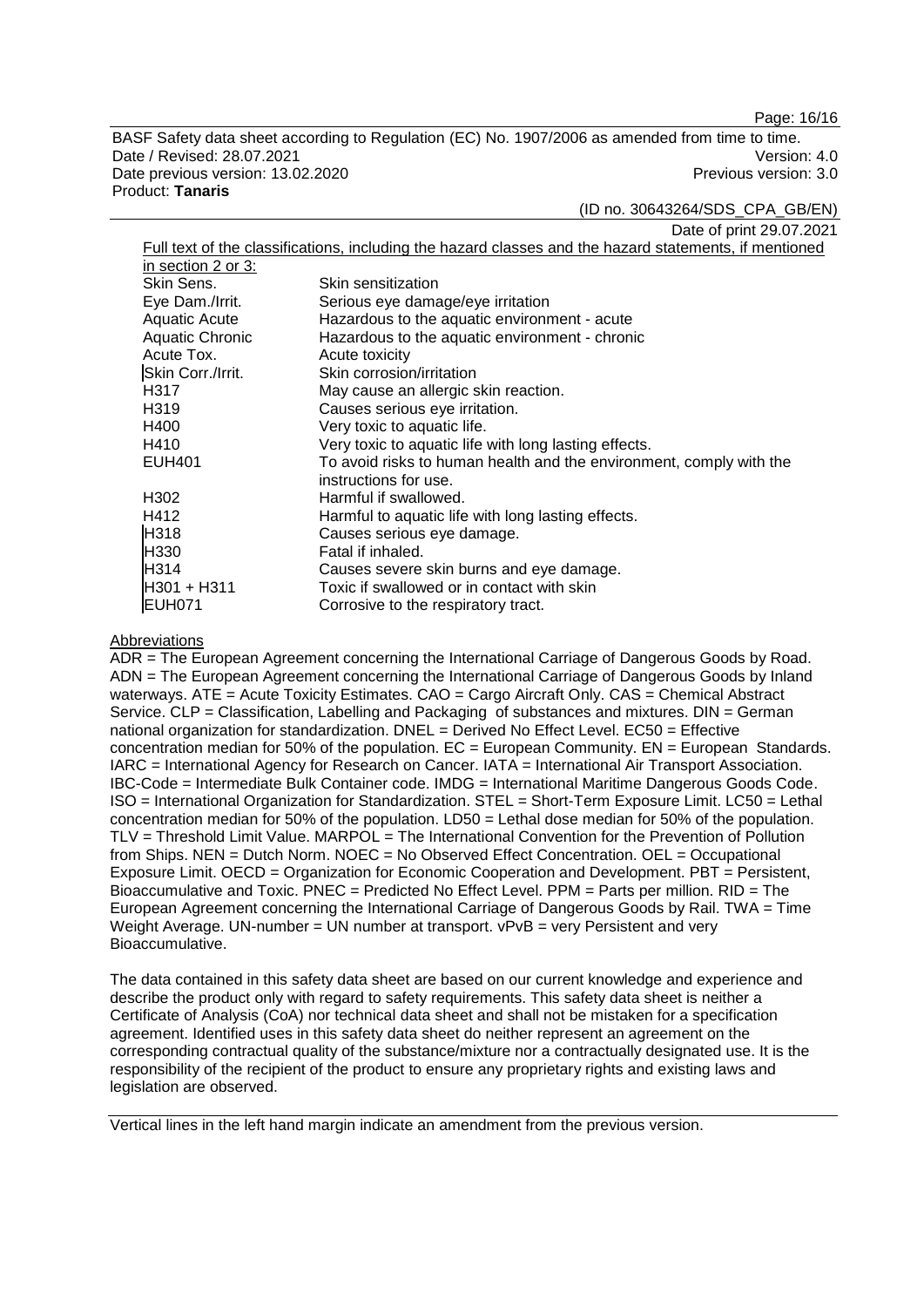Full text of the classifications, including the hazard classes and the hazard statements, if mentioned in section 2 or 3:

| | |
|---|---|
| Skin Sens. | Skin sensitization |
| Eye Dam./Irrit. | Serious eye damage/eye irritation |
| Aquatic Acute | Hazardous to the aquatic environment - acute |
| Aquatic Chronic | Hazardous to the aquatic environment - chronic |
| Acute Tox. | Acute toxicity |
| Skin Corr./Irrit. | Skin corrosion/irritation |
| H317 | May cause an allergic skin reaction. |
| H319 | Causes serious eye irritation. |
| H400 | Very toxic to aquatic life. |
| H410 | Very toxic to aquatic life with long lasting effects. |
| EUH401 | To avoid risks to human health and the environment, comply with the instructions for use. |
| H302 | Harmful if swallowed. |
| H412 | Harmful to aquatic life with long lasting effects. |
| H318 | Causes serious eye damage. |
| H330 | Fatal if inhaled. |
| H314 | Causes severe skin burns and eye damage. |
| H301 + H311 | Toxic if swallowed or in contact with skin |
| EUH071 | Corrosive to the respiratory tract. |

Abbreviations

ADR = The European Agreement concerning the International Carriage of Dangerous Goods by Road. ADN = The European Agreement concerning the International Carriage of Dangerous Goods by Inland waterways. ATE = Acute Toxicity Estimates. CAO = Cargo Aircraft Only. CAS = Chemical Abstract Service. CLP = Classification, Labelling and Packaging of substances and mixtures. DIN = German national organization for standardization. DNEL = Derived No Effect Level. EC50 = Effective concentration median for 50% of the population. EC = European Community. EN = European Standards. IARC = International Agency for Research on Cancer. IATA = International Air Transport Association. IBC-Code = Intermediate Bulk Container code. IMDG = International Maritime Dangerous Goods Code. ISO = International Organization for Standardization. STEL = Short-Term Exposure Limit. LC50 = Lethal concentration median for 50% of the population. LD50 = Lethal dose median for 50% of the population. TLV = Threshold Limit Value. MARPOL = The International Convention for the Prevention of Pollution from Ships. NEN = Dutch Norm. NOEC = No Observed Effect Concentration. OEL = Occupational Exposure Limit. OECD = Organization for Economic Cooperation and Development. PBT = Persistent, Bioaccumulative and Toxic. PNEC = Predicted No Effect Level. PPM = Parts per million. RID = The European Agreement concerning the International Carriage of Dangerous Goods by Rail. TWA = Time Weight Average. UN-number = UN number at transport. vPvB = very Persistent and very Bioaccumulative.

The data contained in this safety data sheet are based on our current knowledge and experience and describe the product only with regard to safety requirements. This safety data sheet is neither a Certificate of Analysis (CoA) nor technical data sheet and shall not be mistaken for a specification agreement. Identified uses in this safety data sheet do neither represent an agreement on the corresponding contractual quality of the substance/mixture nor a contractually designated use. It is the responsibility of the recipient of the product to ensure any proprietary rights and existing laws and legislation are observed.

Vertical lines in the left hand margin indicate an amendment from the previous version.